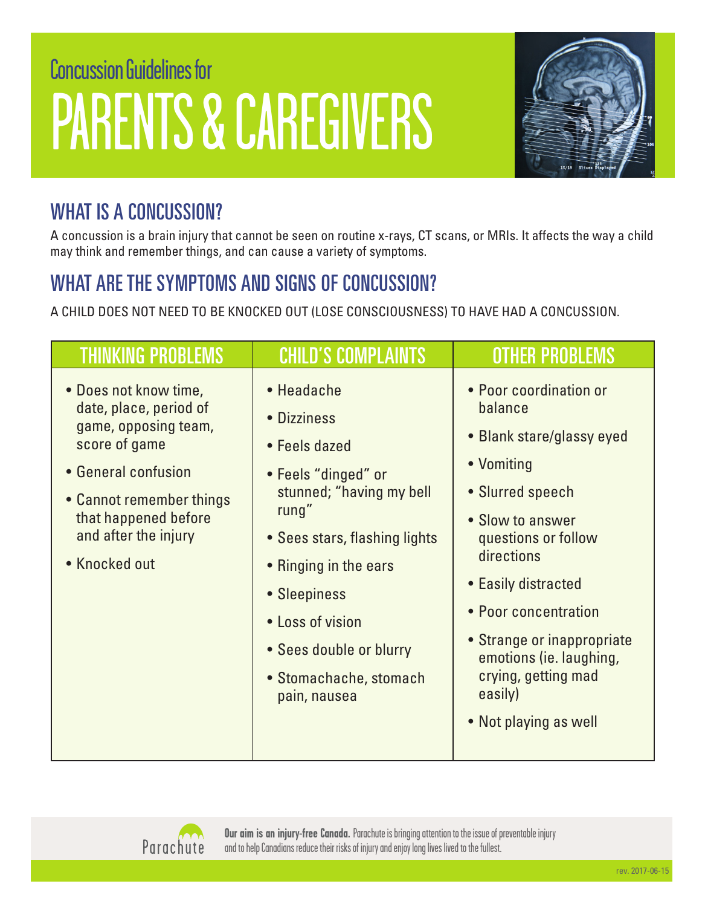# Concussion Guidelines for PARENTS & CAREGIVERS

## WHAT IS A CONCUSSION?

A concussion is a brain injury that cannot be seen on routine x-rays, CT scans, or MRIs. It affects the way a child may think and remember things, and can cause a variety of symptoms.

## WHAT ARE THE SYMPTOMS AND SIGNS OF CONCUSSION?

A CHILD DOES NOT NEED TO BE KNOCKED OUT (LOSE CONSCIOUSNESS) TO HAVE HAD A CONCUSSION.

| THINKING PROBLEMS | CHILD'S COMPLAINTS | OTHER PROBLEMS |
|---|---|---|
| • Does not know time, date, place, period of game, opposing team, score of game<br>• General confusion<br>• Cannot remember things that happened before and after the injury<br>• Knocked out | • Headache<br>• Dizziness<br>• Feels dazed<br>• Feels "dinged" or stunned; "having my bell rung"<br>• Sees stars, flashing lights<br>• Ringing in the ears<br>• Sleepiness<br>• Loss of vision<br>• Sees double or blurry<br>• Stomachache, stomach pain, nausea | • Poor coordination or balance<br>• Blank stare/glassy eyed<br>• Vomiting<br>• Slurred speech<br>• Slow to answer questions or follow directions<br>• Easily distracted<br>• Poor concentration<br>• Strange or inappropriate emotions (ie. laughing, crying, getting mad easily)<br>• Not playing as well |

Parachute

**Our aim is an injury-free Canada.** Parachute is bringing attention to the issue of preventable injury and to help Canadians reduce their risks of injury and enjoy long lives lived to the fullest.

rev. 2017-06-15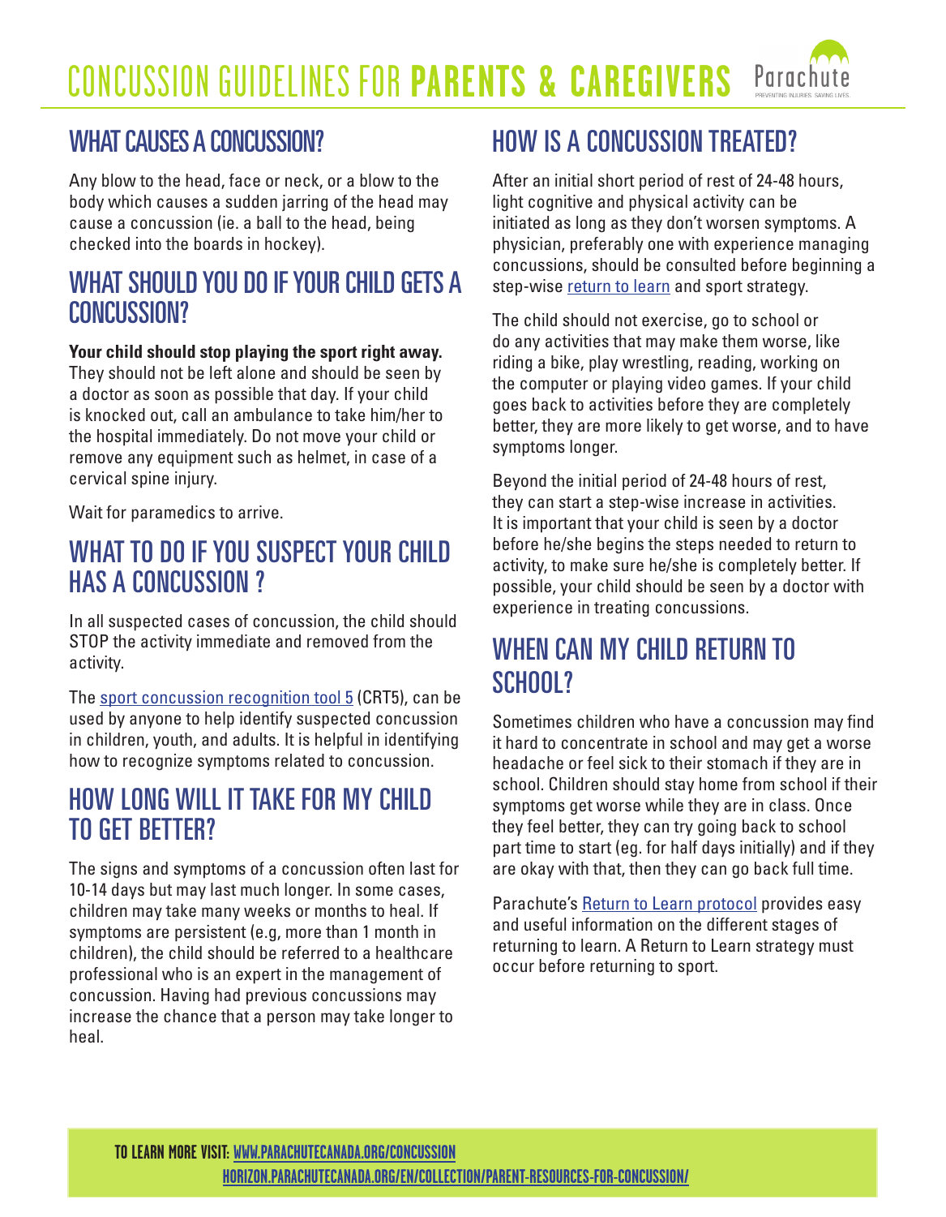# CONCUSSION GUIDELINES FOR **PARENTS & CAREGIVERS**

## WHAT CAUSES A CONCUSSION?

Any blow to the head, face or neck, or a blow to the body which causes a sudden jarring of the head may cause a concussion (ie. a ball to the head, being checked into the boards in hockey).

## WHAT SHOULD YOU DO IF YOUR CHILD GETS A CONCUSSION?

**Your child should stop playing the sport right away.** They should not be left alone and should be seen by a doctor as soon as possible that day. If your child is knocked out, call an ambulance to take him/her to the hospital immediately. Do not move your child or remove any equipment such as helmet, in case of a cervical spine injury.

Wait for paramedics to arrive.

## WHAT TO DO IF YOU SUSPECT YOUR CHILD HAS A CONCUSSION ?

In all suspected cases of concussion, the child should STOP the activity immediate and removed from the activity.

The sport concussion recognition tool 5 (CRT5), can be used by anyone to help identify suspected concussion in children, youth, and adults. It is helpful in identifying how to recognize symptoms related to concussion.

## HOW LONG WILL IT TAKE FOR MY CHILD TO GET BETTER?

The signs and symptoms of a concussion often last for 10-14 days but may last much longer. In some cases, children may take many weeks or months to heal. If symptoms are persistent (e.g, more than 1 month in children), the child should be referred to a healthcare professional who is an expert in the management of concussion. Having had previous concussions may increase the chance that a person may take longer to heal.

## HOW IS A CONCUSSION TREATED?

After an initial short period of rest of 24-48 hours, light cognitive and physical activity can be initiated as long as they don't worsen symptoms. A physician, preferably one with experience managing concussions, should be consulted before beginning a step-wise return to learn and sport strategy.

The child should not exercise, go to school or do any activities that may make them worse, like riding a bike, play wrestling, reading, working on the computer or playing video games. If your child goes back to activities before they are completely better, they are more likely to get worse, and to have symptoms longer.

Beyond the initial period of 24-48 hours of rest, they can start a step-wise increase in activities. It is important that your child is seen by a doctor before he/she begins the steps needed to return to activity, to make sure he/she is completely better. If possible, your child should be seen by a doctor with experience in treating concussions.

## WHEN CAN MY CHILD RETURN TO SCHOOL?

Sometimes children who have a concussion may find it hard to concentrate in school and may get a worse headache or feel sick to their stomach if they are in school. Children should stay home from school if their symptoms get worse while they are in class. Once they feel better, they can try going back to school part time to start (eg. for half days initially) and if they are okay with that, then they can go back full time.

Parachute's Return to Learn protocol provides easy and useful information on the different stages of returning to learn. A Return to Learn strategy must occur before returning to sport.

**TO LEARN MORE VISIT:** WWW.PARACHUTECANADA.ORG/CONCUSSION
HORIZON.PARACHUTECANADA.ORG/EN/COLLECTION/PARENT-RESOURCES-FOR-CONCUSSION/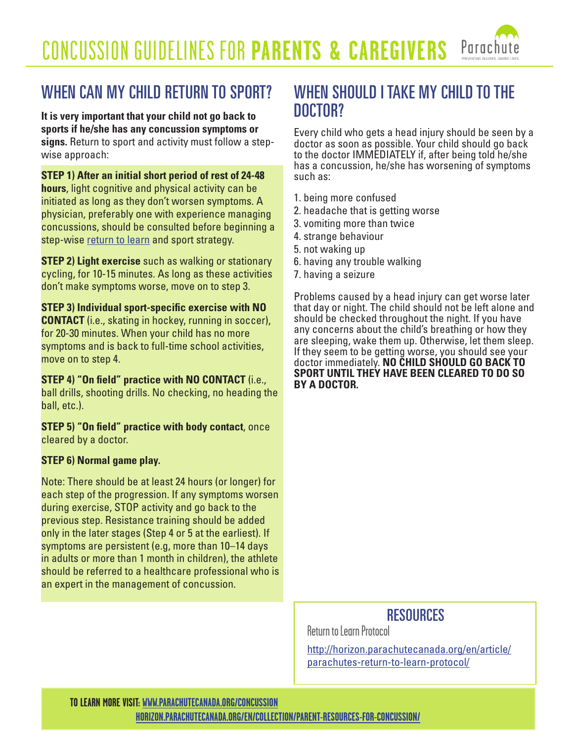# CONCUSSION GUIDELINES FOR **PARENTS & CAREGIVERS**

## WHEN CAN MY CHILD RETURN TO SPORT?

**It is very important that your child not go back to sports if he/she has any concussion symptoms or signs.** Return to sport and activity must follow a step-wise approach:

**STEP 1) After an initial short period of rest of 24-48 hours**, light cognitive and physical activity can be initiated as long as they don't worsen symptoms. A physician, preferably one with experience managing concussions, should be consulted before beginning a step-wise return to learn and sport strategy.

**STEP 2) Light exercise** such as walking or stationary cycling, for 10-15 minutes. As long as these activities don't make symptoms worse, move on to step 3.

**STEP 3) Individual sport-specific exercise with NO CONTACT** (i.e., skating in hockey, running in soccer), for 20-30 minutes. When your child has no more symptoms and is back to full-time school activities, move on to step 4.

**STEP 4) "On field" practice with NO CONTACT** (i.e., ball drills, shooting drills. No checking, no heading the ball, etc.).

**STEP 5) "On field" practice with body contact**, once cleared by a doctor.

**STEP 6) Normal game play.**

Note: There should be at least 24 hours (or longer) for each step of the progression. If any symptoms worsen during exercise, STOP activity and go back to the previous step. Resistance training should be added only in the later stages (Step 4 or 5 at the earliest). If symptoms are persistent (e.g, more than 10–14 days in adults or more than 1 month in children), the athlete should be referred to a healthcare professional who is an expert in the management of concussion.

## WHEN SHOULD I TAKE MY CHILD TO THE DOCTOR?

Every child who gets a head injury should be seen by a doctor as soon as possible. Your child should go back to the doctor IMMEDIATELY if, after being told he/she has a concussion, he/she has worsening of symptoms such as:

1. being more confused
2. headache that is getting worse
3. vomiting more than twice
4. strange behaviour
5. not waking up
6. having any trouble walking
7. having a seizure

Problems caused by a head injury can get worse later that day or night. The child should not be left alone and should be checked throughout the night. If you have any concerns about the child's breathing or how they are sleeping, wake them up. Otherwise, let them sleep. If they seem to be getting worse, you should see your doctor immediately. **NO CHILD SHOULD GO BACK TO SPORT UNTIL THEY HAVE BEEN CLEARED TO DO SO BY A DOCTOR.**

## RESOURCES

Return to Learn Protocol

http://horizon.parachutecanada.org/en/article/parachutes-return-to-learn-protocol/

**TO LEARN MORE VISIT:** WWW.PARACHUTECANADA.ORG/CONCUSSION
HORIZON.PARACHUTECANADA.ORG/EN/COLLECTION/PARENT-RESOURCES-FOR-CONCUSSION/